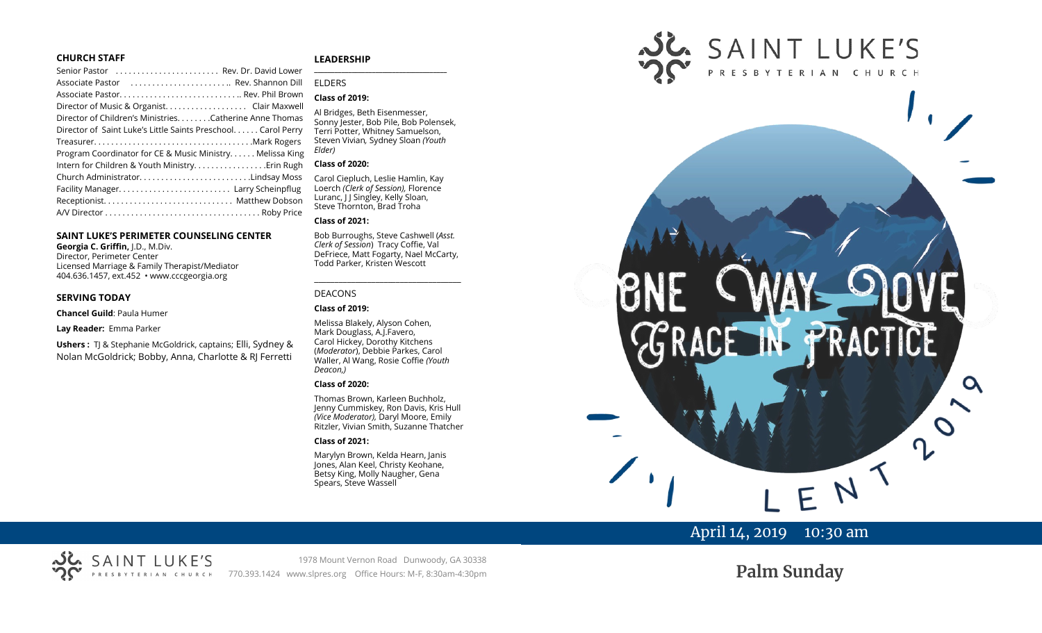### CHURCH STAFF

Senior Pastor ........................ Rev. Dr. David Lower
Associate Pastor ........................ Rev. Shannon Dill
Associate Pastor............................ Rev. Phil Brown
Director of Music & Organist.................... Clair Maxwell
Director of Children's Ministries.........Catherine Anne Thomas
Director of Saint Luke's Little Saints Preschool...... Carol Perry
Treasurer.......................................Mark Rogers
Program Coordinator for CE & Music Ministry...... Melissa King
Intern for Children & Youth Ministry.................Erin Rugh
Church Administrator..........................Lindsay Moss
Facility Manager.......................... Larry Scheinpflug
Receptionist.............................. Matthew Dobson
A/V Director.................................... Roby Price

### SAINT LUKE'S PERIMETER COUNSELING CENTER

**Georgia C. Griffin,** J.D., M.Div.
Director, Perimeter Center
Licensed Marriage & Family Therapist/Mediator
404.636.1457, ext.452 • www.cccgeorgia.org

### SERVING TODAY

**Chancel Guild**: Paula Humer

**Lay Reader:** Emma Parker

**Ushers :** TJ & Stephanie McGoldrick, captains; Elli, Sydney & Nolan McGoldrick; Bobby, Anna, Charlotte & RJ Ferretti

### LEADERSHIP

ELDERS

**Class of 2019:**

Al Bridges, Beth Eisenmesser, Sonny Jester, Bob Pile, Bob Polensek, Terri Potter, Whitney Samuelson, Steven Vivian, Sydney Sloan *(Youth Elder)*

**Class of 2020:**

Carol Ciepluch, Leslie Hamlin, Kay Loerch *(Clerk of Session)*, Florence Luranc, J J Singley, Kelly Sloan, Steve Thornton, Brad Troha

**Class of 2021:**

Bob Burroughs, Steve Cashwell (*Asst. Clerk of Session*) Tracy Coffie, Val DeFriece, Matt Fogarty, Nael McCarty, Todd Parker, Kristen Wescott

DEACONS

**Class of 2019:**

Melissa Blakely, Alyson Cohen, Mark Douglass, A.J.Favero, Carol Hickey, Dorothy Kitchens (*Moderator*), Debbie Parkes, Carol Waller, Al Wang, Rosie Coffie *(Youth Deacon,)*

**Class of 2020:**

Thomas Brown, Karleen Buchholz, Jenny Cummiskey, Ron Davis, Kris Hull *(Vice Moderator)*, Daryl Moore, Emily Ritzler, Vivian Smith, Suzanne Thatcher

**Class of 2021:**

Marylyn Brown, Kelda Hearn, Janis Jones, Alan Keel, Christy Keohane, Betsy King, Molly Naugher, Gena Spears, Steve Wassell

SAINT LUKE'S PRESBYTERIAN CHURCH

1978 Mount Vernon Road Dunwoody, GA 30338
770.393.1424 www.slpres.org Office Hours: M-F, 8:30am-4:30pm

# SAINT LUKE'S PRESBYTERIAN CHURCH

One Way Love
Grace in Practice

LENT 2019

April 14, 2019 10:30 am

## Palm Sunday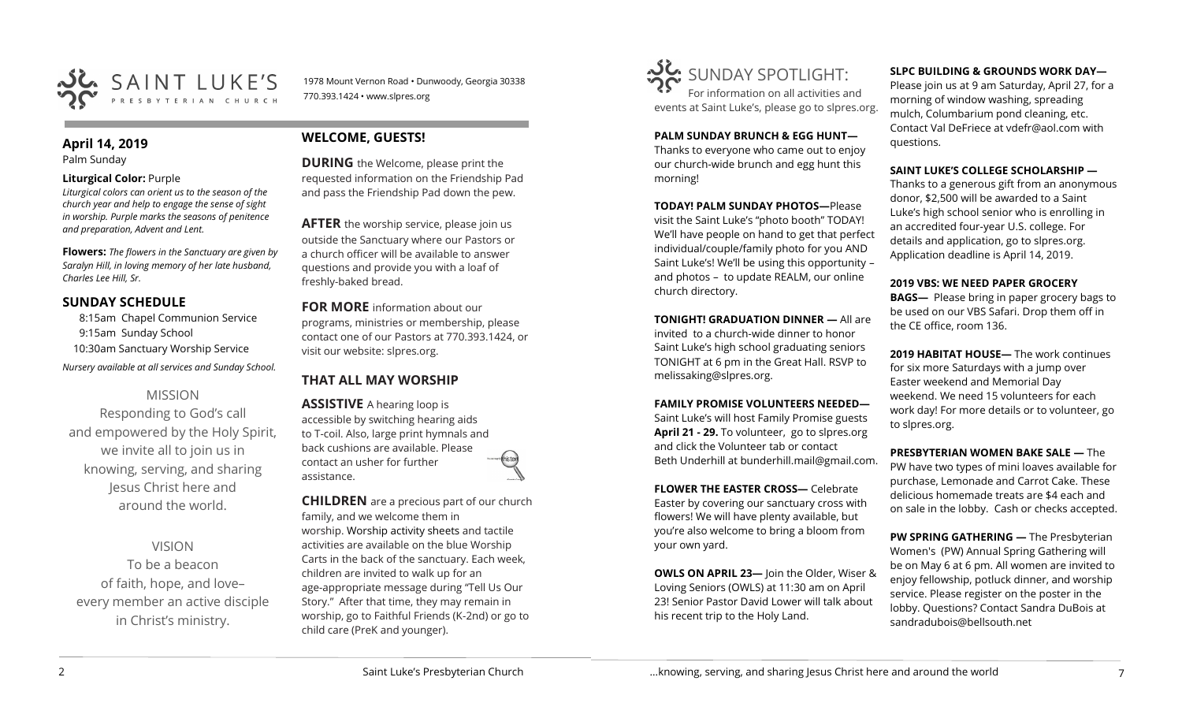# SAINT LUKE'S PRESBYTERIAN CHURCH

1978 Mount Vernon Road • Dunwoody, Georgia 30338
770.393.1424 • www.slpres.org

## April 14, 2019

Palm Sunday

**Liturgical Color:** Purple

*Liturgical colors can orient us to the season of the church year and help to engage the sense of sight in worship. Purple marks the seasons of penitence and preparation, Advent and Lent.*

**Flowers:** *The flowers in the Sanctuary are given by Saralyn Hill, in loving memory of her late husband, Charles Lee Hill, Sr.*

## SUNDAY SCHEDULE

8:15am Chapel Communion Service
9:15am Sunday School
10:30am Sanctuary Worship Service

*Nursery available at all services and Sunday School.*

### MISSION

Responding to God's call and empowered by the Holy Spirit, we invite all to join us in knowing, serving, and sharing Jesus Christ here and around the world.

### VISION

To be a beacon of faith, hope, and love– every member an active disciple in Christ's ministry.

## WELCOME, GUESTS!

**DURING** the Welcome, please print the requested information on the Friendship Pad and pass the Friendship Pad down the pew.

**AFTER** the worship service, please join us outside the Sanctuary where our Pastors or a church officer will be available to answer questions and provide you with a loaf of freshly-baked bread.

**FOR MORE** information about our programs, ministries or membership, please contact one of our Pastors at 770.393.1424, or visit our website: slpres.org.

## THAT ALL MAY WORSHIP

**ASSISTIVE** A hearing loop is accessible by switching hearing aids to T-coil. Also, large print hymnals and back cushions are available. Please contact an usher for further assistance.

**CHILDREN** are a precious part of our church family, and we welcome them in worship. Worship activity sheets and tactile activities are available on the blue Worship Carts in the back of the sanctuary. Each week, children are invited to walk up for an age-appropriate message during "Tell Us Our Story." After that time, they may remain in worship, go to Faithful Friends (K-2nd) or go to child care (PreK and younger).

## SUNDAY SPOTLIGHT:

For information on all activities and events at Saint Luke's, please go to slpres.org.

**PALM SUNDAY BRUNCH & EGG HUNT—** Thanks to everyone who came out to enjoy our church-wide brunch and egg hunt this morning!

**TODAY! PALM SUNDAY PHOTOS—**Please visit the Saint Luke's "photo booth" TODAY! We'll have people on hand to get that perfect individual/couple/family photo for you AND Saint Luke's! We'll be using this opportunity – and photos – to update REALM, our online church directory.

**TONIGHT! GRADUATION DINNER —** All are invited to a church-wide dinner to honor Saint Luke's high school graduating seniors TONIGHT at 6 pm in the Great Hall. RSVP to melissaking@slpres.org.

**FAMILY PROMISE VOLUNTEERS NEEDED—** Saint Luke's will host Family Promise guests **April 21 - 29.** To volunteer, go to slpres.org and click the Volunteer tab or contact Beth Underhill at bunderhill.mail@gmail.com.

**FLOWER THE EASTER CROSS—** Celebrate Easter by covering our sanctuary cross with flowers! We will have plenty available, but you're also welcome to bring a bloom from your own yard.

**OWLS ON APRIL 23—** Join the Older, Wiser & Loving Seniors (OWLS) at 11:30 am on April 23! Senior Pastor David Lower will talk about his recent trip to the Holy Land.

**SLPC BUILDING & GROUNDS WORK DAY—** Please join us at 9 am Saturday, April 27, for a morning of window washing, spreading mulch, Columbarium pond cleaning, etc. Contact Val DeFriece at vdefr@aol.com with questions.

**SAINT LUKE'S COLLEGE SCHOLARSHIP —** Thanks to a generous gift from an anonymous donor, $2,500 will be awarded to a Saint Luke's high school senior who is enrolling in an accredited four-year U.S. college. For details and application, go to slpres.org. Application deadline is April 14, 2019.

**2019 VBS: WE NEED PAPER GROCERY BAGS—** Please bring in paper grocery bags to be used on our VBS Safari. Drop them off in the CE office, room 136.

**2019 HABITAT HOUSE—** The work continues for six more Saturdays with a jump over Easter weekend and Memorial Day weekend. We need 15 volunteers for each work day! For more details or to volunteer, go to slpres.org.

**PRESBYTERIAN WOMEN BAKE SALE —** The PW have two types of mini loaves available for purchase, Lemonade and Carrot Cake. These delicious homemade treats are $4 each and on sale in the lobby. Cash or checks accepted.

**PW SPRING GATHERING —** The Presbyterian Women's (PW) Annual Spring Gathering will be on May 6 at 6 pm. All women are invited to enjoy fellowship, potluck dinner, and worship service. Please register on the poster in the lobby. Questions? Contact Sandra DuBois at sandradubois@bellsouth.net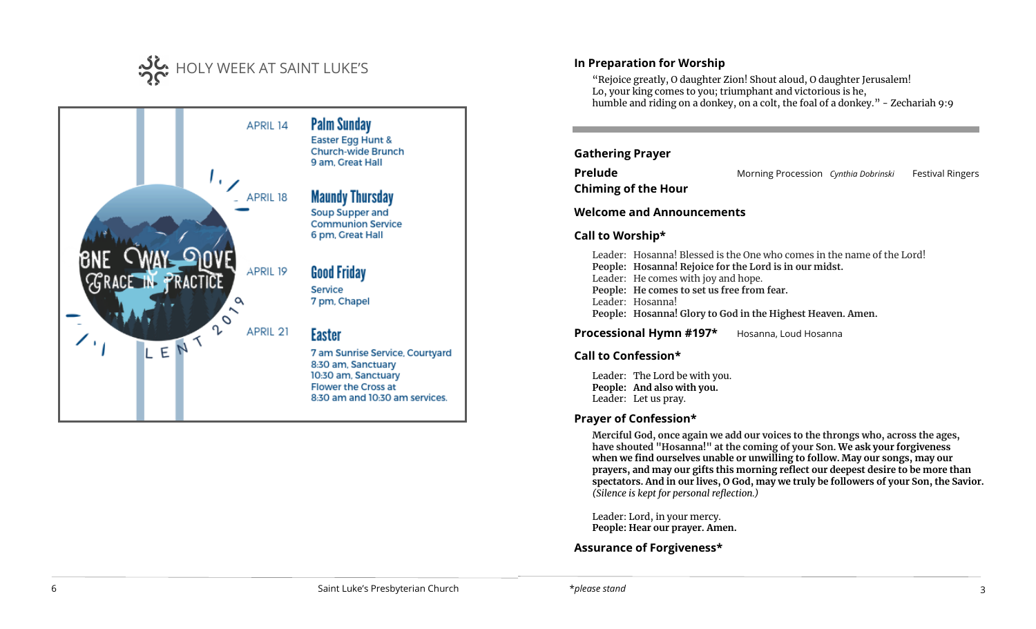## HOLY WEEK AT SAINT LUKE'S

ONE WAY LOVE
GRACE IN PRACTICE
LENT 2019

APRIL 14 — **Palm Sunday**
Easter Egg Hunt &
Church-wide Brunch
9 am, Great Hall

APRIL 18 — **Maundy Thursday**
Soup Supper and
Communion Service
6 pm, Great Hall

APRIL 19 — **Good Friday**
Service
7 pm, Chapel

APRIL 21 — **Easter**
7 am Sunrise Service, Courtyard
8:30 am, Sanctuary
10:30 am, Sanctuary
Flower the Cross at
8:30 am and 10:30 am services.

### In Preparation for Worship

"Rejoice greatly, O daughter Zion! Shout aloud, O daughter Jerusalem!
Lo, your king comes to you; triumphant and victorious is he,
humble and riding on a donkey, on a colt, the foal of a donkey." - Zechariah 9:9

---

### Gathering Prayer

**Prelude** — Morning Procession *Cynthia Dobrinski* — Festival Ringers

**Chiming of the Hour**

### Welcome and Announcements

### Call to Worship*

Leader: Hosanna! Blessed is the One who comes in the name of the Lord!
**People: Hosanna! Rejoice for the Lord is in our midst.**
Leader: He comes with joy and hope.
**People: He comes to set us free from fear.**
Leader: Hosanna!
**People: Hosanna! Glory to God in the Highest Heaven. Amen.**

**Processional Hymn #197*** — Hosanna, Loud Hosanna

### Call to Confession*

Leader: The Lord be with you.
**People: And also with you.**
Leader: Let us pray.

### Prayer of Confession*

**Merciful God, once again we add our voices to the throngs who, across the ages, have shouted "Hosanna!" at the coming of your Son. We ask your forgiveness when we find ourselves unable or unwilling to follow. May our songs, may our prayers, and may our gifts this morning reflect our deepest desire to be more than spectators. And in our lives, O God, may we truly be followers of your Son, the Savior.**
*(Silence is kept for personal reflection.)*

Leader: Lord, in your mercy.
**People: Hear our prayer. Amen.**

### Assurance of Forgiveness*

*please stand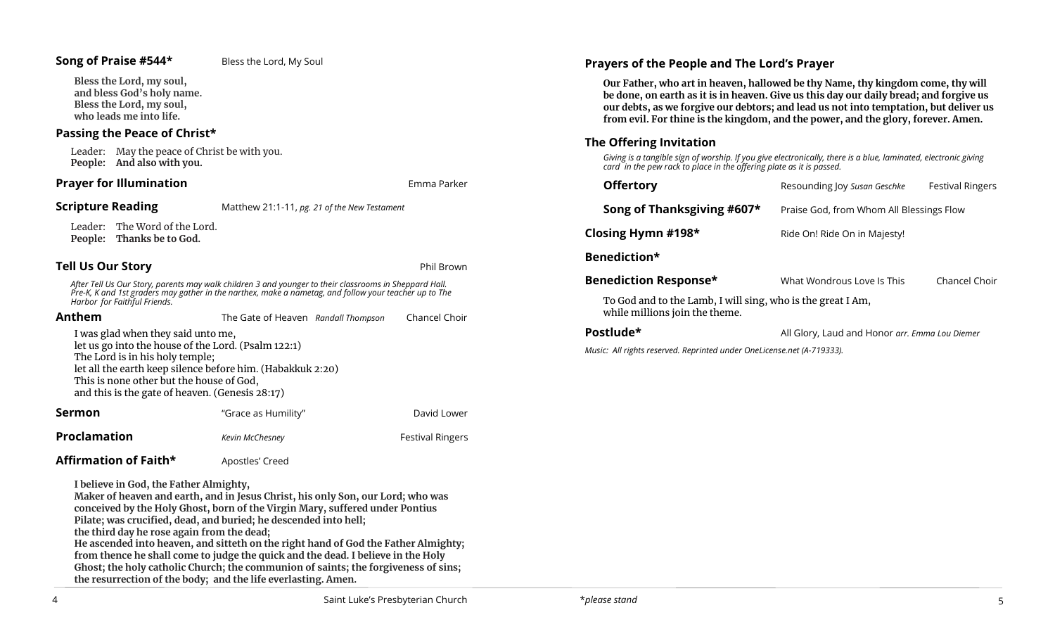**Song of Praise #544*** Bless the Lord, My Soul

**Bless the Lord, my soul,**
**and bless God's holy name.**
**Bless the Lord, my soul,**
**who leads me into life.**

**Passing the Peace of Christ***

Leader: May the peace of Christ be with you.
**People: And also with you.**

**Prayer for Illumination** Emma Parker

**Scripture Reading** Matthew 21:1-11, *pg. 21 of the New Testament*

Leader: The Word of the Lord.
**People: Thanks be to God.**

**Tell Us Our Story** Phil Brown

*After Tell Us Our Story, parents may walk children 3 and younger to their classrooms in Sheppard Hall. Pre-K, K and 1st graders may gather in the narthex, make a nametag, and follow your teacher up to The Harbor for Faithful Friends.*

**Anthem** The Gate of Heaven *Randall Thompson* Chancel Choir

I was glad when they said unto me,
let us go into the house of the Lord. (Psalm 122:1)
The Lord is in his holy temple;
let all the earth keep silence before him. (Habakkuk 2:20)
This is none other but the house of God,
and this is the gate of heaven. (Genesis 28:17)

**Sermon** "Grace as Humility" David Lower

**Proclamation** *Kevin McChesney* Festival Ringers

**Affirmation of Faith*** Apostles' Creed

**I believe in God, the Father Almighty,**
**Maker of heaven and earth, and in Jesus Christ, his only Son, our Lord; who was conceived by the Holy Ghost, born of the Virgin Mary, suffered under Pontius Pilate; was crucified, dead, and buried; he descended into hell;**
**the third day he rose again from the dead;**
**He ascended into heaven, and sitteth on the right hand of God the Father Almighty; from thence he shall come to judge the quick and the dead. I believe in the Holy Ghost; the holy catholic Church; the communion of saints; the forgiveness of sins; the resurrection of the body; and the life everlasting. Amen.**

**Prayers of the People and The Lord's Prayer**

**Our Father, who art in heaven, hallowed be thy Name, thy kingdom come, thy will be done, on earth as it is in heaven. Give us this day our daily bread; and forgive us our debts, as we forgive our debtors; and lead us not into temptation, but deliver us from evil. For thine is the kingdom, and the power, and the glory, forever. Amen.**

**The Offering Invitation**

*Giving is a tangible sign of worship. If you give electronically, there is a blue, laminated, electronic giving card in the pew rack to place in the offering plate as it is passed.*

**Offertory** Resounding Joy *Susan Geschke* Festival Ringers

**Song of Thanksgiving #607*** Praise God, from Whom All Blessings Flow

**Closing Hymn #198*** Ride On! Ride On in Majesty!

**Benediction***

**Benediction Response*** What Wondrous Love Is This Chancel Choir

To God and to the Lamb, I will sing, who is the great I Am,
while millions join the theme.

**Postlude*** All Glory, Laud and Honor *arr. Emma Lou Diemer*

*Music: All rights reserved. Reprinted under OneLicense.net (A-719333).*

**please stand*